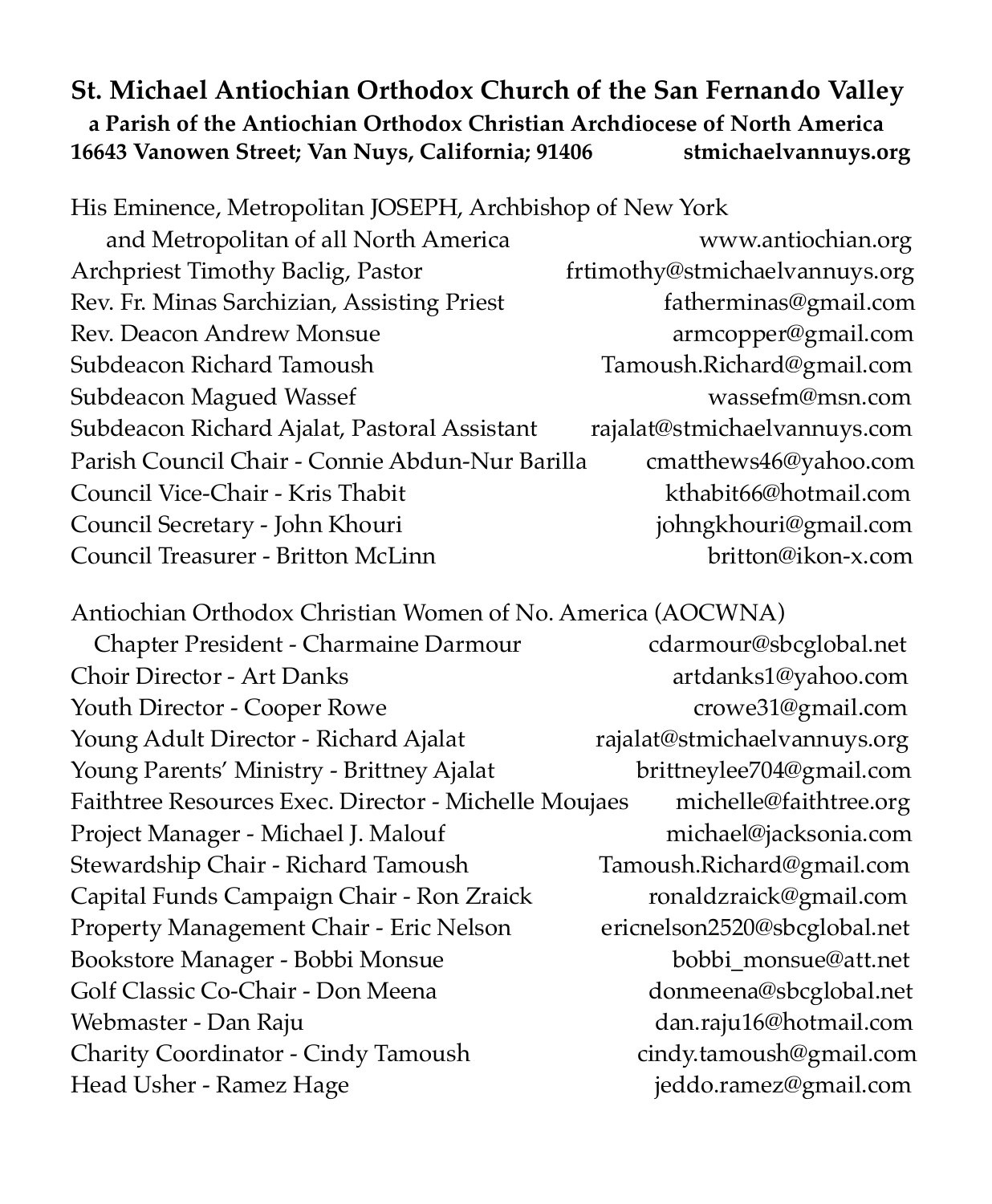# St. Michael Antiochian Orthodox Church of the San Fernando Valley

**a Parish of the Antiochian Orthodox Christian Archdiocese of North America**

**16643 Vanowen Street; Van Nuys, California; 91406 stmichaelvannuys.org**

His Eminence, Metropolitan JOSEPH, Archbishop of New York and Metropolitan of all North America www.antiochian.org
Archpriest Timothy Baclig, Pastor frtimothy@stmichaelvannuys.org
Rev. Fr. Minas Sarchizian, Assisting Priest fatherminas@gmail.com
Rev. Deacon Andrew Monsue armcopper@gmail.com
Subdeacon Richard Tamoush Tamoush.Richard@gmail.com
Subdeacon Magued Wassef wassefm@msn.com
Subdeacon Richard Ajalat, Pastoral Assistant rajalat@stmichaelvannuys.com
Parish Council Chair - Connie Abdun-Nur Barilla cmatthews46@yahoo.com
Council Vice-Chair - Kris Thabit kthabit66@hotmail.com
Council Secretary - John Khouri johngkhouri@gmail.com
Council Treasurer - Britton McLinn britton@ikon-x.com

Antiochian Orthodox Christian Women of No. America (AOCWNA) Chapter President - Charmaine Darmour cdarmour@sbcglobal.net
Choir Director - Art Danks artdanks1@yahoo.com
Youth Director - Cooper Rowe crowe31@gmail.com
Young Adult Director - Richard Ajalat rajalat@stmichaelvannuys.org
Young Parents' Ministry - Brittney Ajalat brittneylee704@gmail.com
Faithtree Resources Exec. Director - Michelle Moujaes michelle@faithtree.org
Project Manager - Michael J. Malouf michael@jacksonia.com
Stewardship Chair - Richard Tamoush Tamoush.Richard@gmail.com
Capital Funds Campaign Chair - Ron Zraick ronaldzraick@gmail.com
Property Management Chair - Eric Nelson ericnelson2520@sbcglobal.net
Bookstore Manager - Bobbi Monsue bobbi_monsue@att.net
Golf Classic Co-Chair - Don Meena donmeena@sbcglobal.net
Webmaster - Dan Raju dan.raju16@hotmail.com
Charity Coordinator - Cindy Tamoush cindy.tamoush@gmail.com
Head Usher - Ramez Hage jeddo.ramez@gmail.com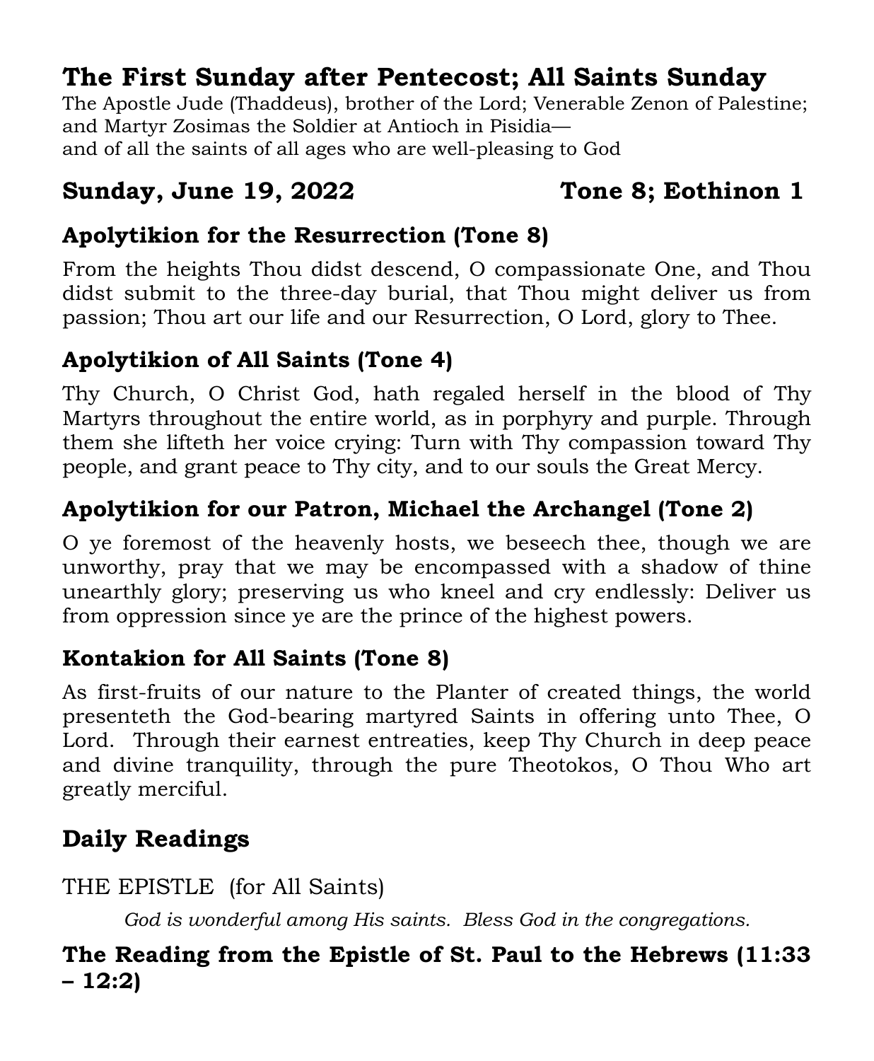# The First Sunday after Pentecost; All Saints Sunday

The Apostle Jude (Thaddeus), brother of the Lord; Venerable Zenon of Palestine; and Martyr Zosimas the Soldier at Antioch in Pisidia—
and of all the saints of all ages who are well-pleasing to God

## Sunday, June 19, 2022 Tone 8; Eothinon 1

### Apolytikion for the Resurrection (Tone 8)

From the heights Thou didst descend, O compassionate One, and Thou didst submit to the three-day burial, that Thou might deliver us from passion; Thou art our life and our Resurrection, O Lord, glory to Thee.

### Apolytikion of All Saints (Tone 4)

Thy Church, O Christ God, hath regaled herself in the blood of Thy Martyrs throughout the entire world, as in porphyry and purple. Through them she lifteth her voice crying: Turn with Thy compassion toward Thy people, and grant peace to Thy city, and to our souls the Great Mercy.

### Apolytikion for our Patron, Michael the Archangel (Tone 2)

O ye foremost of the heavenly hosts, we beseech thee, though we are unworthy, pray that we may be encompassed with a shadow of thine unearthly glory; preserving us who kneel and cry endlessly: Deliver us from oppression since ye are the prince of the highest powers.

### Kontakion for All Saints (Tone 8)

As first-fruits of our nature to the Planter of created things, the world presenteth the God-bearing martyred Saints in offering unto Thee, O Lord. Through their earnest entreaties, keep Thy Church in deep peace and divine tranquility, through the pure Theotokos, O Thou Who art greatly merciful.

## Daily Readings

THE EPISTLE (for All Saints)

*God is wonderful among His saints. Bless God in the congregations.*

**The Reading from the Epistle of St. Paul to the Hebrews (11:33 – 12:2)**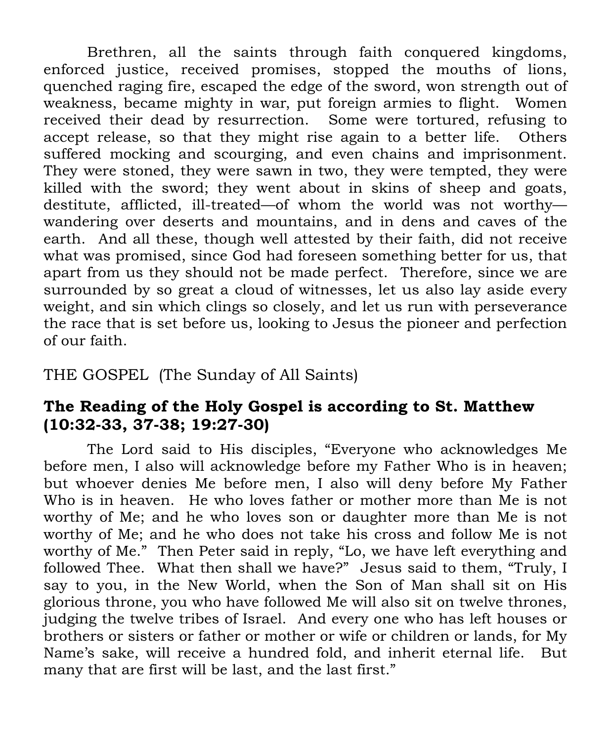Brethren, all the saints through faith conquered kingdoms, enforced justice, received promises, stopped the mouths of lions, quenched raging fire, escaped the edge of the sword, won strength out of weakness, became mighty in war, put foreign armies to flight. Women received their dead by resurrection. Some were tortured, refusing to accept release, so that they might rise again to a better life. Others suffered mocking and scourging, and even chains and imprisonment. They were stoned, they were sawn in two, they were tempted, they were killed with the sword; they went about in skins of sheep and goats, destitute, afflicted, ill-treated—of whom the world was not worthy—wandering over deserts and mountains, and in dens and caves of the earth. And all these, though well attested by their faith, did not receive what was promised, since God had foreseen something better for us, that apart from us they should not be made perfect. Therefore, since we are surrounded by so great a cloud of witnesses, let us also lay aside every weight, and sin which clings so closely, and let us run with perseverance the race that is set before us, looking to Jesus the pioneer and perfection of our faith.

THE GOSPEL (The Sunday of All Saints)

### The Reading of the Holy Gospel is according to St. Matthew (10:32-33, 37-38; 19:27-30)

The Lord said to His disciples, "Everyone who acknowledges Me before men, I also will acknowledge before my Father Who is in heaven; but whoever denies Me before men, I also will deny before My Father Who is in heaven. He who loves father or mother more than Me is not worthy of Me; and he who loves son or daughter more than Me is not worthy of Me; and he who does not take his cross and follow Me is not worthy of Me." Then Peter said in reply, "Lo, we have left everything and followed Thee. What then shall we have?" Jesus said to them, "Truly, I say to you, in the New World, when the Son of Man shall sit on His glorious throne, you who have followed Me will also sit on twelve thrones, judging the twelve tribes of Israel. And every one who has left houses or brothers or sisters or father or mother or wife or children or lands, for My Name's sake, will receive a hundred fold, and inherit eternal life. But many that are first will be last, and the last first."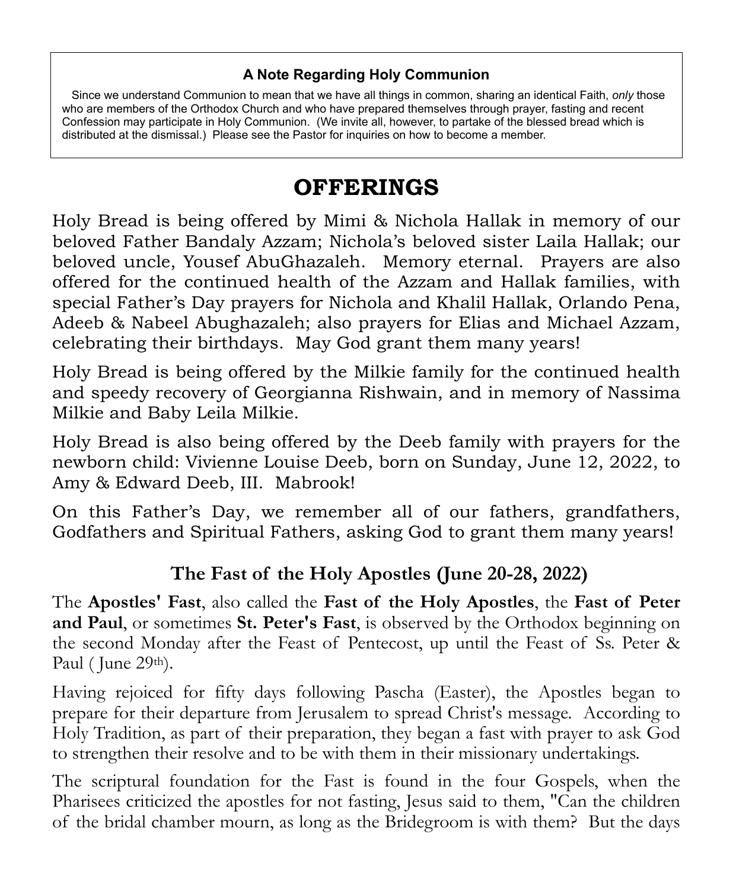**A Note Regarding Holy Communion**

Since we understand Communion to mean that we have all things in common, sharing an identical Faith, *only* those who are members of the Orthodox Church and who have prepared themselves through prayer, fasting and recent Confession may participate in Holy Communion. (We invite all, however, to partake of the blessed bread which is distributed at the dismissal.) Please see the Pastor for inquiries on how to become a member.

# OFFERINGS

Holy Bread is being offered by Mimi & Nichola Hallak in memory of our beloved Father Bandaly Azzam; Nichola's beloved sister Laila Hallak; our beloved uncle, Yousef AbuGhazaleh. Memory eternal. Prayers are also offered for the continued health of the Azzam and Hallak families, with special Father's Day prayers for Nichola and Khalil Hallak, Orlando Pena, Adeeb & Nabeel Abughazaleh; also prayers for Elias and Michael Azzam, celebrating their birthdays. May God grant them many years!

Holy Bread is being offered by the Milkie family for the continued health and speedy recovery of Georgianna Rishwain, and in memory of Nassima Milkie and Baby Leila Milkie.

Holy Bread is also being offered by the Deeb family with prayers for the newborn child: Vivienne Louise Deeb, born on Sunday, June 12, 2022, to Amy & Edward Deeb, III. Mabrook!

On this Father's Day, we remember all of our fathers, grandfathers, Godfathers and Spiritual Fathers, asking God to grant them many years!

## The Fast of the Holy Apostles (June 20-28, 2022)

The **Apostles' Fast**, also called the **Fast of the Holy Apostles**, the **Fast of Peter and Paul**, or sometimes **St. Peter's Fast**, is observed by the Orthodox beginning on the second Monday after the Feast of Pentecost, up until the Feast of Ss. Peter & Paul ( June 29th).

Having rejoiced for fifty days following Pascha (Easter), the Apostles began to prepare for their departure from Jerusalem to spread Christ's message. According to Holy Tradition, as part of their preparation, they began a fast with prayer to ask God to strengthen their resolve and to be with them in their missionary undertakings.

The scriptural foundation for the Fast is found in the four Gospels, when the Pharisees criticized the apostles for not fasting, Jesus said to them, "Can the children of the bridal chamber mourn, as long as the Bridegroom is with them? But the days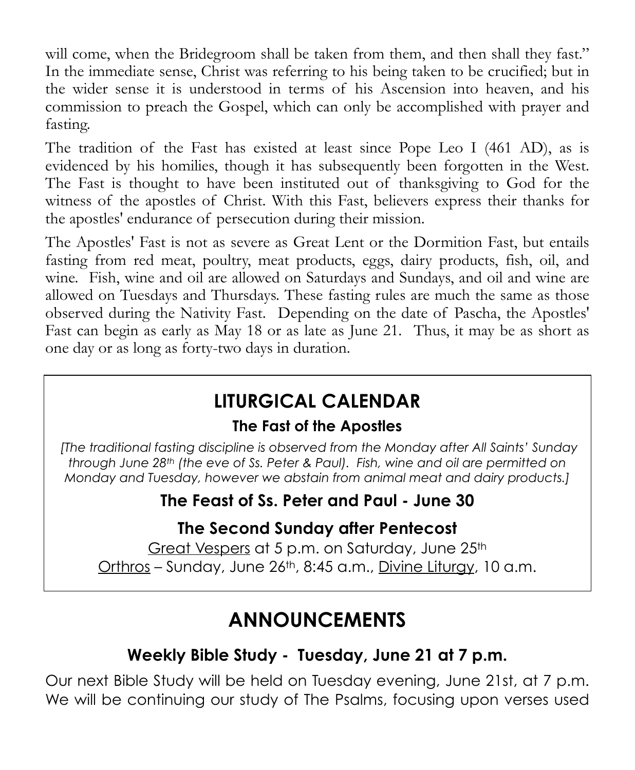will come, when the Bridegroom shall be taken from them, and then shall they fast." In the immediate sense, Christ was referring to his being taken to be crucified; but in the wider sense it is understood in terms of his Ascension into heaven, and his commission to preach the Gospel, which can only be accomplished with prayer and fasting.

The tradition of the Fast has existed at least since Pope Leo I (461 AD), as is evidenced by his homilies, though it has subsequently been forgotten in the West. The Fast is thought to have been instituted out of thanksgiving to God for the witness of the apostles of Christ. With this Fast, believers express their thanks for the apostles' endurance of persecution during their mission.

The Apostles' Fast is not as severe as Great Lent or the Dormition Fast, but entails fasting from red meat, poultry, meat products, eggs, dairy products, fish, oil, and wine. Fish, wine and oil are allowed on Saturdays and Sundays, and oil and wine are allowed on Tuesdays and Thursdays. These fasting rules are much the same as those observed during the Nativity Fast. Depending on the date of Pascha, the Apostles' Fast can begin as early as May 18 or as late as June 21. Thus, it may be as short as one day or as long as forty-two days in duration.

## LITURGICAL CALENDAR

### The Fast of the Apostles

*[The traditional fasting discipline is observed from the Monday after All Saints' Sunday through June 28th (the eve of Ss. Peter & Paul). Fish, wine and oil are permitted on Monday and Tuesday, however we abstain from animal meat and dairy products.]*

### The Feast of Ss. Peter and Paul - June 30

### The Second Sunday after Pentecost

Great Vespers at 5 p.m. on Saturday, June 25th

Orthros – Sunday, June 26th, 8:45 a.m., Divine Liturgy, 10 a.m.

## ANNOUNCEMENTS

### Weekly Bible Study - Tuesday, June 21 at 7 p.m.

Our next Bible Study will be held on Tuesday evening, June 21st, at 7 p.m. We will be continuing our study of The Psalms, focusing upon verses used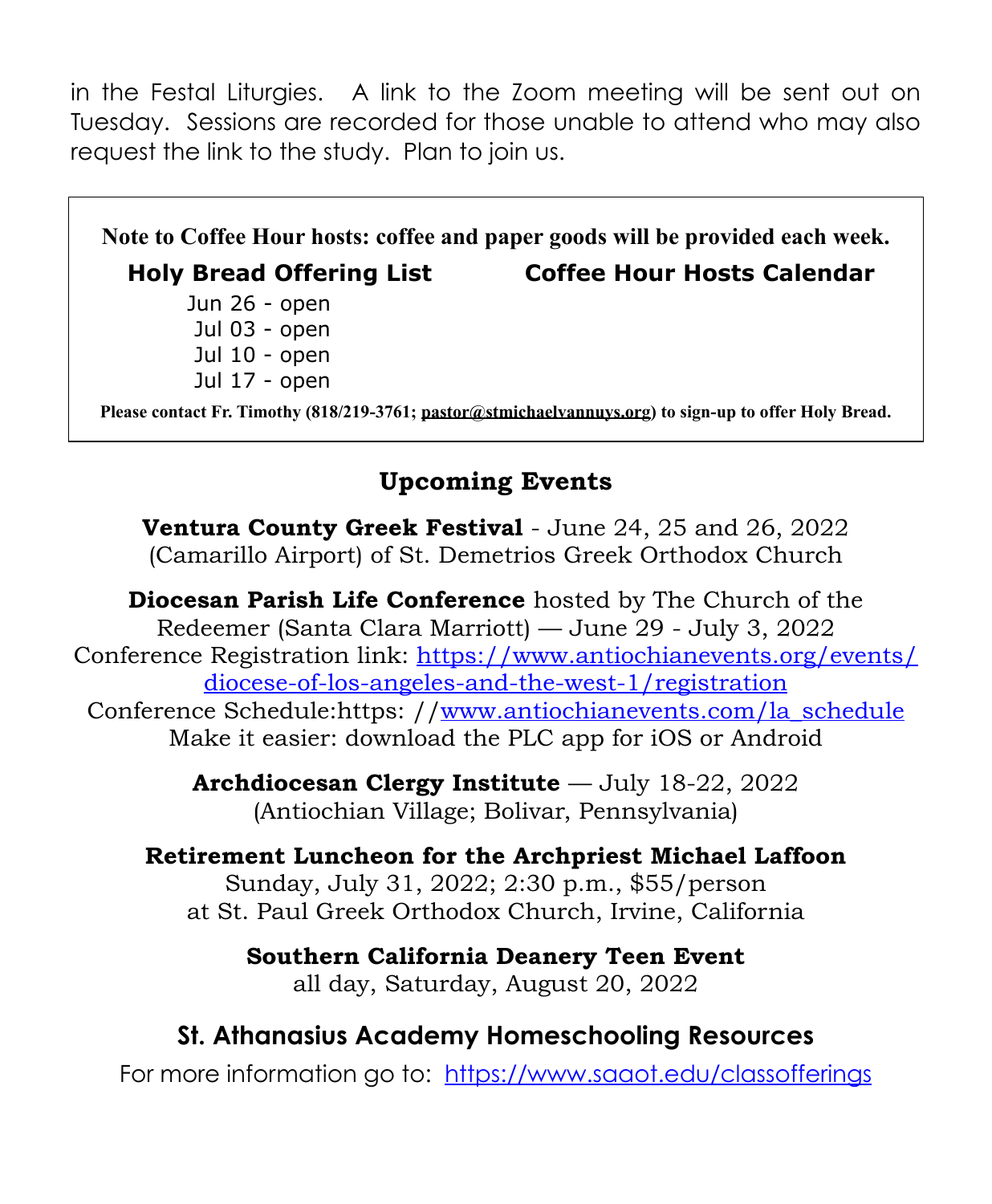in the Festal Liturgies. A link to the Zoom meeting will be sent out on Tuesday. Sessions are recorded for those unable to attend who may also request the link to the study. Plan to join us.

**Note to Coffee Hour hosts: coffee and paper goods will be provided each week.**

| Holy Bread Offering List | Coffee Hour Hosts Calendar |
|---|---|
| Jun 26 - open | |
| Jul 03 - open | |
| Jul 10 - open | |
| Jul 17 - open | |

**Please contact Fr. Timothy (818/219-3761; pastor@stmichaelvannuys.org) to sign-up to offer Holy Bread.**

## Upcoming Events

**Ventura County Greek Festival** - June 24, 25 and 26, 2022
(Camarillo Airport) of St. Demetrios Greek Orthodox Church

**Diocesan Parish Life Conference** hosted by The Church of the Redeemer (Santa Clara Marriott) — June 29 - July 3, 2022
Conference Registration link: https://www.antiochianevents.org/events/diocese-of-los-angeles-and-the-west-1/registration
Conference Schedule:https: //www.antiochianevents.com/la_schedule
Make it easier: download the PLC app for iOS or Android

**Archdiocesan Clergy Institute** — July 18-22, 2022
(Antiochian Village; Bolivar, Pennsylvania)

**Retirement Luncheon for the Archpriest Michael Laffoon**
Sunday, July 31, 2022; 2:30 p.m., $55/person
at St. Paul Greek Orthodox Church, Irvine, California

**Southern California Deanery Teen Event**
all day, Saturday, August 20, 2022

## St. Athanasius Academy Homeschooling Resources

For more information go to: https://www.saaot.edu/classofferings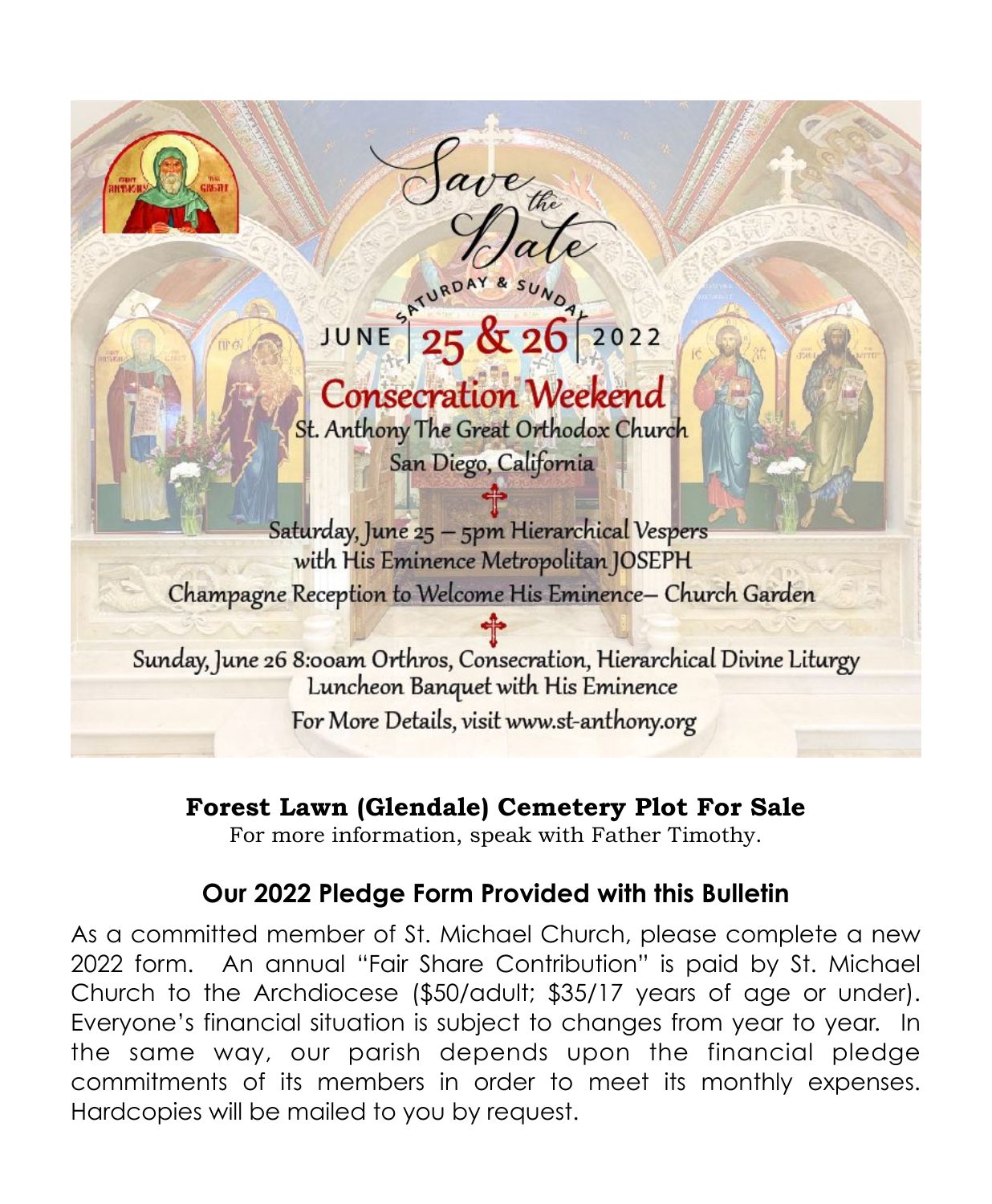# Save the Date

SATURDAY & SUNDAY

JUNE | 25 & 26 | 2022

## Consecration Weekend

St. Anthony The Great Orthodox Church

San Diego, California

Saturday, June 25 – 5pm Hierarchical Vespers
with His Eminence Metropolitan JOSEPH
Champagne Reception to Welcome His Eminence– Church Garden

Sunday, June 26 8:00am Orthros, Consecration, Hierarchical Divine Liturgy
Luncheon Banquet with His Eminence
For More Details, visit www.st-anthony.org

**Forest Lawn (Glendale) Cemetery Plot For Sale**

For more information, speak with Father Timothy.

## Our 2022 Pledge Form Provided with this Bulletin

As a committed member of St. Michael Church, please complete a new 2022 form. An annual "Fair Share Contribution" is paid by St. Michael Church to the Archdiocese ($50/adult; $35/17 years of age or under). Everyone's financial situation is subject to changes from year to year. In the same way, our parish depends upon the financial pledge commitments of its members in order to meet its monthly expenses. Hardcopies will be mailed to you by request.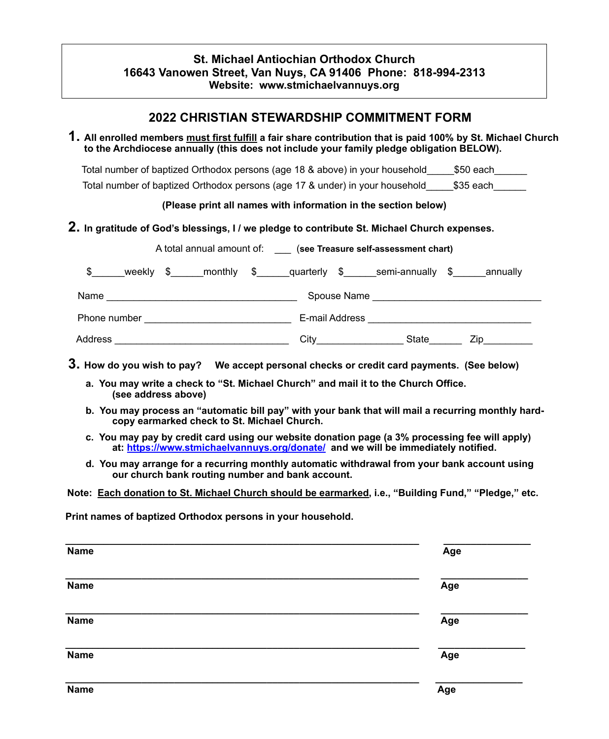**St. Michael Antiochian Orthodox Church**
**16643 Vanowen Street, Van Nuys, CA 91406 Phone: 818-994-2313**
**Website: www.stmichaelvannuys.org**

## 2022 CHRISTIAN STEWARDSHIP COMMITMENT FORM

**1. All enrolled members must first fulfill a fair share contribution that is paid 100% by St. Michael Church to the Archdiocese annually (this does not include your family pledge obligation BELOW).**

Total number of baptized Orthodox persons (age 18 & above) in your household_____$50 each______

Total number of baptized Orthodox persons (age 17 & under) in your household_____$35 each______

**(Please print all names with information in the section below)**

**2. In gratitude of God's blessings, I / we pledge to contribute St. Michael Church expenses.**

A total annual amount of: ___ **(see Treasure self-assessment chart)**

$______weekly $______monthly $______quarterly $______semi-annually $______annually

Name ___________________________________ Spouse Name _______________________________

Phone number ___________________________ E-mail Address ______________________________

Address ________________________________ City________________ State______ Zip_________

**3. How do you wish to pay? We accept personal checks or credit card payments. (See below)**

**a. You may write a check to "St. Michael Church" and mail it to the Church Office. (see address above)**

**b. You may process an "automatic bill pay" with your bank that will mail a recurring monthly hard-copy earmarked check to St. Michael Church.**

**c. You may pay by credit card using our website donation page (a 3% processing fee will apply) at: https://www.stmichaelvannuys.org/donate/ and we will be immediately notified.**

**d. You may arrange for a recurring monthly automatic withdrawal from your bank account using our church bank routing number and bank account.**

**Note: Each donation to St. Michael Church should be earmarked, i.e., "Building Fund," "Pledge," etc.**

**Print names of baptized Orthodox persons in your household.**

______________________________________________________________ _______________
**Name** **Age**

______________________________________________________________ _______________
**Name** **Age**

______________________________________________________________ _______________
**Name** **Age**

______________________________________________________________ _______________
**Name** **Age**

______________________________________________________________ _______________
**Name** **Age**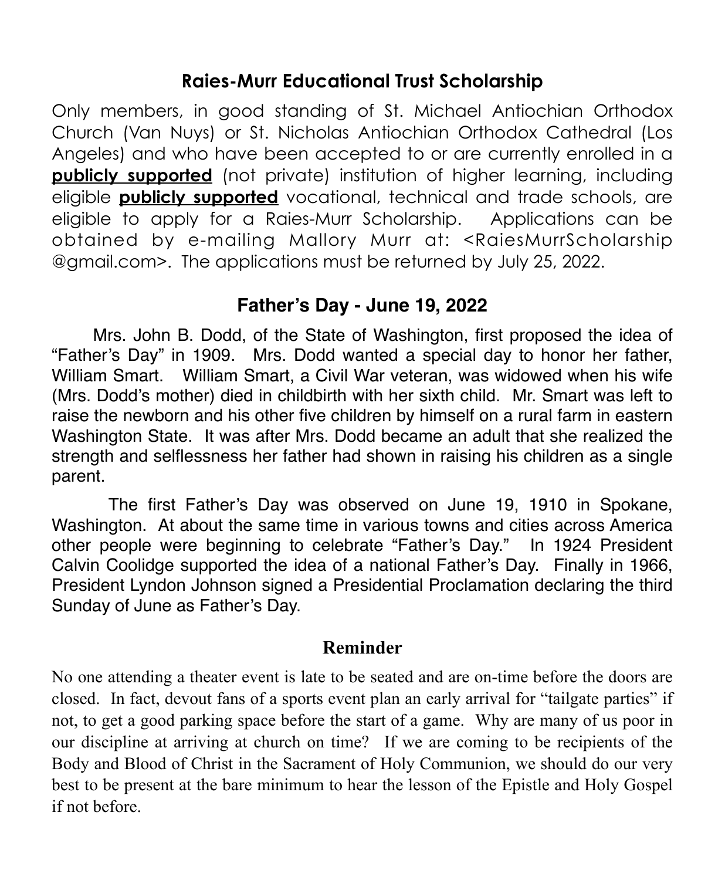## Raies-Murr Educational Trust Scholarship

Only members, in good standing of St. Michael Antiochian Orthodox Church (Van Nuys) or St. Nicholas Antiochian Orthodox Cathedral (Los Angeles) and who have been accepted to or are currently enrolled in a **publicly supported** (not private) institution of higher learning, including eligible **publicly supported** vocational, technical and trade schools, are eligible to apply for a Raies-Murr Scholarship. Applications can be obtained by e-mailing Mallory Murr at: <RaiesMurrScholarship@gmail.com>. The applications must be returned by July 25, 2022.

## Father's Day - June 19, 2022

Mrs. John B. Dodd, of the State of Washington, first proposed the idea of "Father's Day" in 1909. Mrs. Dodd wanted a special day to honor her father, William Smart. William Smart, a Civil War veteran, was widowed when his wife (Mrs. Dodd's mother) died in childbirth with her sixth child. Mr. Smart was left to raise the newborn and his other five children by himself on a rural farm in eastern Washington State. It was after Mrs. Dodd became an adult that she realized the strength and selflessness her father had shown in raising his children as a single parent.

The first Father's Day was observed on June 19, 1910 in Spokane, Washington. At about the same time in various towns and cities across America other people were beginning to celebrate "Father's Day." In 1924 President Calvin Coolidge supported the idea of a national Father's Day. Finally in 1966, President Lyndon Johnson signed a Presidential Proclamation declaring the third Sunday of June as Father's Day.

## Reminder

No one attending a theater event is late to be seated and are on-time before the doors are closed. In fact, devout fans of a sports event plan an early arrival for "tailgate parties" if not, to get a good parking space before the start of a game. Why are many of us poor in our discipline at arriving at church on time? If we are coming to be recipients of the Body and Blood of Christ in the Sacrament of Holy Communion, we should do our very best to be present at the bare minimum to hear the lesson of the Epistle and Holy Gospel if not before.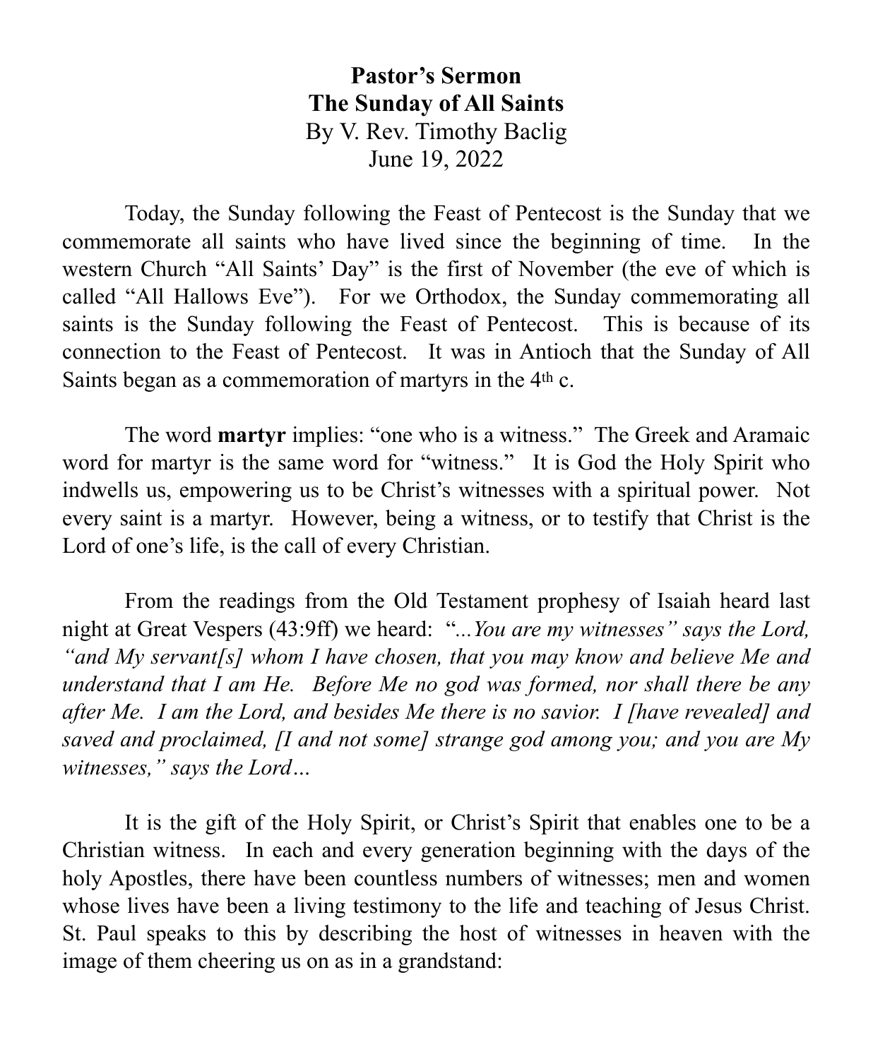**Pastor's Sermon**
**The Sunday of All Saints**
By V. Rev. Timothy Baclig
June 19, 2022

Today, the Sunday following the Feast of Pentecost is the Sunday that we commemorate all saints who have lived since the beginning of time. In the western Church "All Saints' Day" is the first of November (the eve of which is called "All Hallows Eve"). For we Orthodox, the Sunday commemorating all saints is the Sunday following the Feast of Pentecost. This is because of its connection to the Feast of Pentecost. It was in Antioch that the Sunday of All Saints began as a commemoration of martyrs in the 4th c.

The word **martyr** implies: "one who is a witness." The Greek and Aramaic word for martyr is the same word for "witness." It is God the Holy Spirit who indwells us, empowering us to be Christ's witnesses with a spiritual power. Not every saint is a martyr. However, being a witness, or to testify that Christ is the Lord of one's life, is the call of every Christian.

From the readings from the Old Testament prophesy of Isaiah heard last night at Great Vespers (43:9ff) we heard: "*...You are my witnesses" says the Lord, "and My servant[s] whom I have chosen, that you may know and believe Me and understand that I am He. Before Me no god was formed, nor shall there be any after Me. I am the Lord, and besides Me there is no savior. I [have revealed] and saved and proclaimed, [I and not some] strange god among you; and you are My witnesses," says the Lord…*

It is the gift of the Holy Spirit, or Christ's Spirit that enables one to be a Christian witness. In each and every generation beginning with the days of the holy Apostles, there have been countless numbers of witnesses; men and women whose lives have been a living testimony to the life and teaching of Jesus Christ. St. Paul speaks to this by describing the host of witnesses in heaven with the image of them cheering us on as in a grandstand: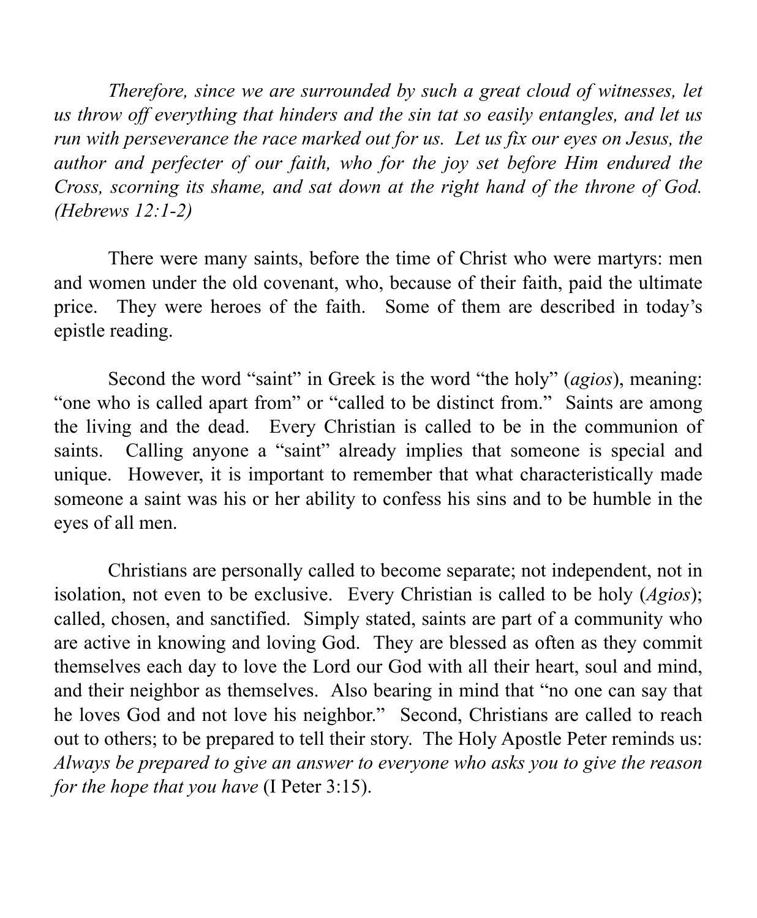*Therefore, since we are surrounded by such a great cloud of witnesses, let us throw off everything that hinders and the sin tat so easily entangles, and let us run with perseverance the race marked out for us. Let us fix our eyes on Jesus, the author and perfecter of our faith, who for the joy set before Him endured the Cross, scorning its shame, and sat down at the right hand of the throne of God. (Hebrews 12:1-2)*

There were many saints, before the time of Christ who were martyrs: men and women under the old covenant, who, because of their faith, paid the ultimate price. They were heroes of the faith. Some of them are described in today's epistle reading.

Second the word "saint" in Greek is the word "the holy" (*agios*), meaning: "one who is called apart from" or "called to be distinct from." Saints are among the living and the dead. Every Christian is called to be in the communion of saints. Calling anyone a "saint" already implies that someone is special and unique. However, it is important to remember that what characteristically made someone a saint was his or her ability to confess his sins and to be humble in the eyes of all men.

Christians are personally called to become separate; not independent, not in isolation, not even to be exclusive. Every Christian is called to be holy (*Agios*); called, chosen, and sanctified. Simply stated, saints are part of a community who are active in knowing and loving God. They are blessed as often as they commit themselves each day to love the Lord our God with all their heart, soul and mind, and their neighbor as themselves. Also bearing in mind that "no one can say that he loves God and not love his neighbor." Second, Christians are called to reach out to others; to be prepared to tell their story. The Holy Apostle Peter reminds us: *Always be prepared to give an answer to everyone who asks you to give the reason for the hope that you have* (I Peter 3:15).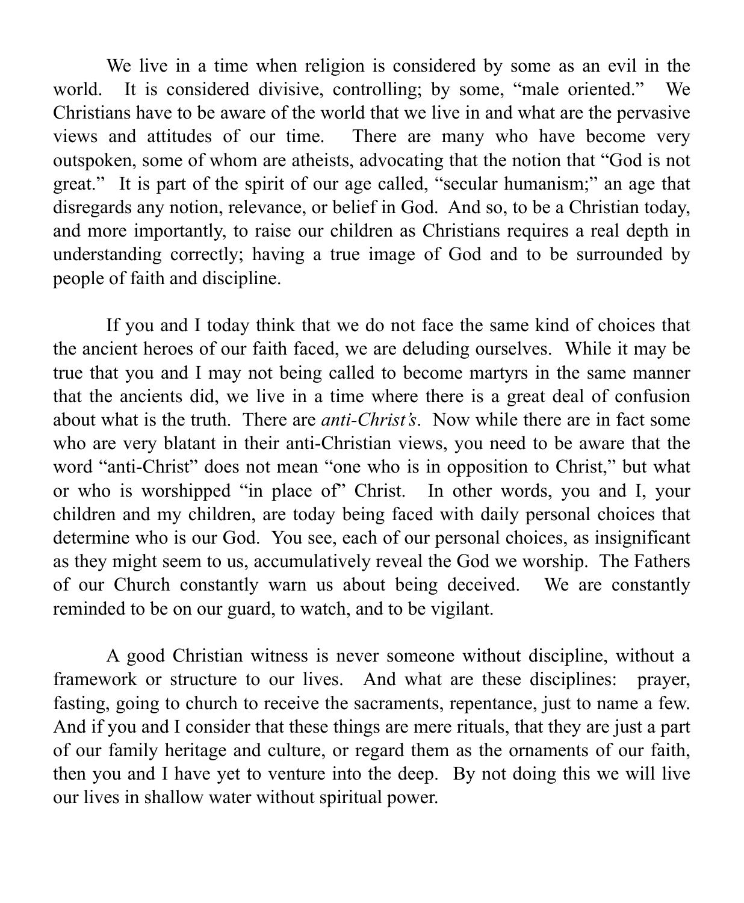We live in a time when religion is considered by some as an evil in the world. It is considered divisive, controlling; by some, "male oriented." We Christians have to be aware of the world that we live in and what are the pervasive views and attitudes of our time. There are many who have become very outspoken, some of whom are atheists, advocating that the notion that "God is not great." It is part of the spirit of our age called, "secular humanism;" an age that disregards any notion, relevance, or belief in God. And so, to be a Christian today, and more importantly, to raise our children as Christians requires a real depth in understanding correctly; having a true image of God and to be surrounded by people of faith and discipline.

If you and I today think that we do not face the same kind of choices that the ancient heroes of our faith faced, we are deluding ourselves. While it may be true that you and I may not being called to become martyrs in the same manner that the ancients did, we live in a time where there is a great deal of confusion about what is the truth. There are *anti-Christ's*. Now while there are in fact some who are very blatant in their anti-Christian views, you need to be aware that the word "anti-Christ" does not mean "one who is in opposition to Christ," but what or who is worshipped "in place of" Christ. In other words, you and I, your children and my children, are today being faced with daily personal choices that determine who is our God. You see, each of our personal choices, as insignificant as they might seem to us, accumulatively reveal the God we worship. The Fathers of our Church constantly warn us about being deceived. We are constantly reminded to be on our guard, to watch, and to be vigilant.

A good Christian witness is never someone without discipline, without a framework or structure to our lives. And what are these disciplines: prayer, fasting, going to church to receive the sacraments, repentance, just to name a few. And if you and I consider that these things are mere rituals, that they are just a part of our family heritage and culture, or regard them as the ornaments of our faith, then you and I have yet to venture into the deep. By not doing this we will live our lives in shallow water without spiritual power.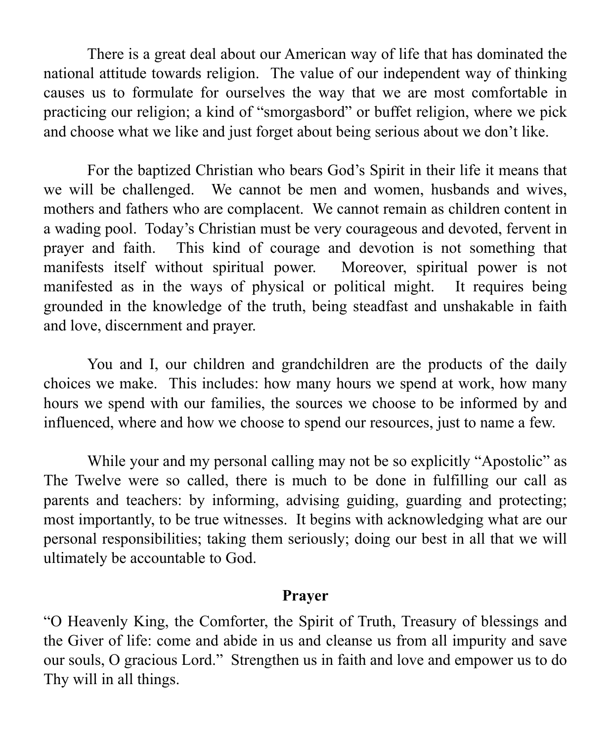There is a great deal about our American way of life that has dominated the national attitude towards religion. The value of our independent way of thinking causes us to formulate for ourselves the way that we are most comfortable in practicing our religion; a kind of "smorgasbord" or buffet religion, where we pick and choose what we like and just forget about being serious about we don't like.

For the baptized Christian who bears God's Spirit in their life it means that we will be challenged. We cannot be men and women, husbands and wives, mothers and fathers who are complacent. We cannot remain as children content in a wading pool. Today's Christian must be very courageous and devoted, fervent in prayer and faith. This kind of courage and devotion is not something that manifests itself without spiritual power. Moreover, spiritual power is not manifested as in the ways of physical or political might. It requires being grounded in the knowledge of the truth, being steadfast and unshakable in faith and love, discernment and prayer.

You and I, our children and grandchildren are the products of the daily choices we make. This includes: how many hours we spend at work, how many hours we spend with our families, the sources we choose to be informed by and influenced, where and how we choose to spend our resources, just to name a few.

While your and my personal calling may not be so explicitly "Apostolic" as The Twelve were so called, there is much to be done in fulfilling our call as parents and teachers: by informing, advising guiding, guarding and protecting; most importantly, to be true witnesses. It begins with acknowledging what are our personal responsibilities; taking them seriously; doing our best in all that we will ultimately be accountable to God.

**Prayer**

"O Heavenly King, the Comforter, the Spirit of Truth, Treasury of blessings and the Giver of life: come and abide in us and cleanse us from all impurity and save our souls, O gracious Lord." Strengthen us in faith and love and empower us to do Thy will in all things.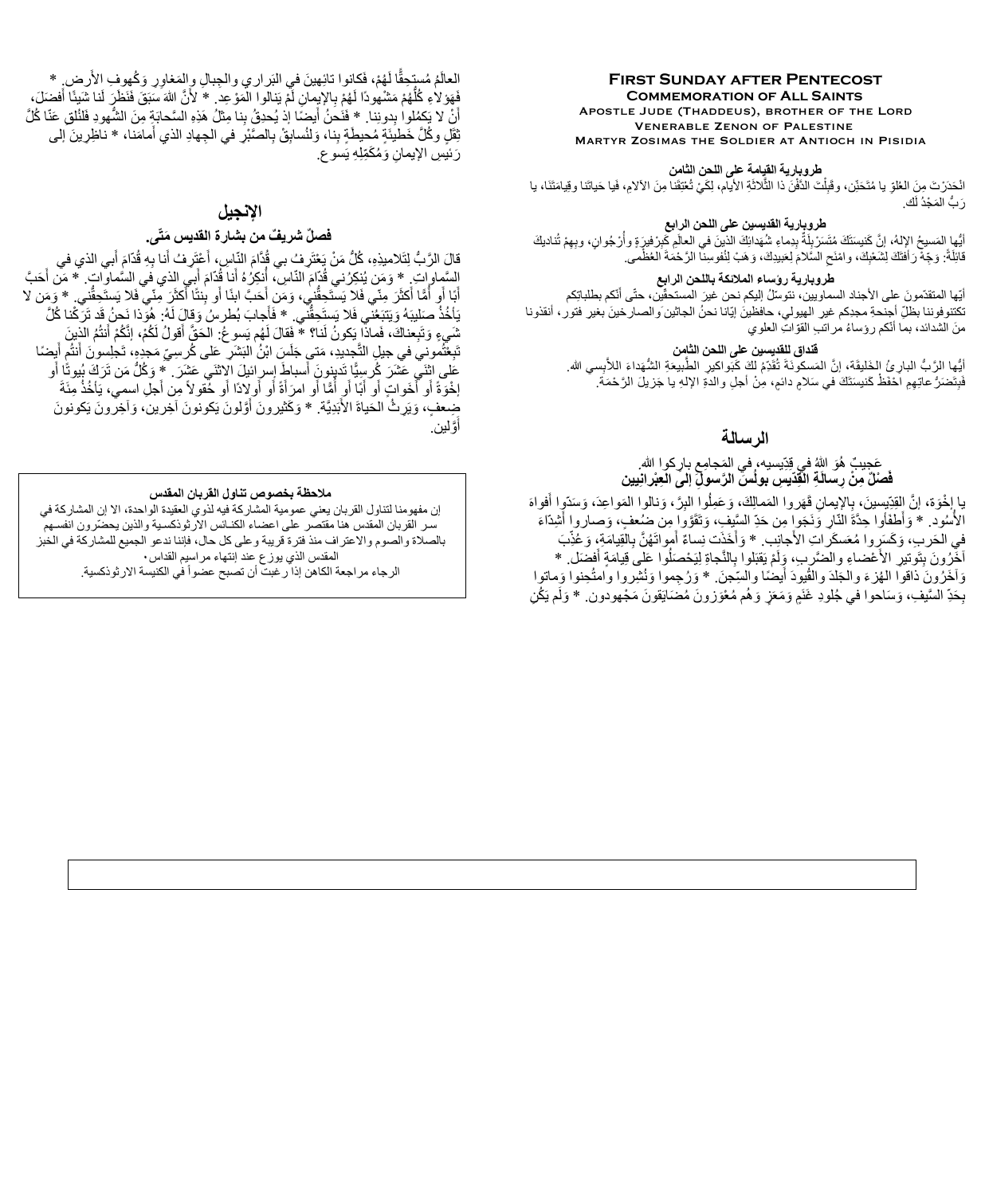**First Sunday after Pentecost**
**Commemoration of All Saints**
Apostle Jude (Thaddeus), brother of the Lord
Venerable Zenon of Palestine
Martyr Zosimas the Soldier at Antioch in Pisidia

**طروبارية القيامة على اللحن الثامن**

انْحَدَرْتَ مِنَ العُلوِّ يا مُتَحَنِّن، وقَبِلْتَ الدَّفْنَ ذا الثَّلاثَةِ الأيام، لِكَيْ تُعْتِقَنا مِنَ الآلامِ، فيا حَياتَنا وقِيامَتَنا، يا رَبُّ المَجْدُ لَك.

**طروبارية القديسين على اللحن الرابع**

أيُّها المَسيحُ الإلهُ، إنَّ كَنيسَتَكَ مُتَسَرْبِلَةٌ بِدِماءِ شُهَدائِكَ الذينَ في العالَمِ كَبِرْفيرَةٍ وأُرْجُوانٍ، وبِهِمْ تُناديكَ قائِلَةً: وَجِّهْ رَأفَتَكَ لِشَعْبِكَ، وامْنَحِ السَّلامَ لِعَبيدِكَ، وَهَبْ لِنُفوسِنا الرَّحْمَةَ العُظْمى.

**طروبارية رؤساء الملائكة باللحن الرابع**

أيّها المتقدّمون على الأجناد السماويين، نتوسّلُ إليكم نحن غيرَ المستحقّين، حتّى أنّكم بطلباتِكم تكتنفوننا بظلِّ أجنحةِ مجدِكم غيرِ الهيولي، حافظينَ إيّانا نحنُ الجاثينَ والصارخينَ بغير فتور، أنقذونا منَ الشدائد، بما أنّكم رؤساءُ مراتبِ القوّاتِ العلوي

**قنداق للقديسين على اللحن الثامن**

أيُّها الرَّبُّ البارئُ الخَليقَةِ، إنَّ المَسكونَةَ تُقَدِّمُ لكَ كَبَواكيرِ الطَّبيعَةِ الشُّهَداءَ اللابِسي الله. فَبِتَضَرُّعاتِهِم احْفَظْ كَنيسَتَكَ في سَلامٍ دائِمٍ، مِنْ أجلِ والدةِ الإلهِ يا جَزيلَ الرَّحْمَة.

## الرسالة

عَجيبٌ هُوَ اللهُ في قِدِّيسيه، في المَجامِعِ بارِكوا الله.

**فَصْلٌ مِنْ رِسالَةِ القِدِّيسِ بولُسَ الرَّسولِ إلى العِبْرانِيين**

يا إخْوَة، إنَّ القِدِّيسينَ، بالإيمانِ قَهَروا المَمالِكَ، وَعَمِلُوا البِرَّ، وَنالوا المَواعِدَ، وَسَدّوا أفواهَ الأُسُود. * وَأطْفَأوا حِدَّةَ النّارِ وَنَجَوا مِن حَدِّ السَّيفِ، وَتَقَوَّوا مِن ضُعفٍ، وَصاروا أشِدّاءَ في الحَربِ، وَكَسَروا مُعَسكَراتِ الأجانِب. * وَأخَذَت نِساءٌ أمواتَهُنَّ بالقِيامَةِ، وَعُذِّبَ آخَرُونَ بِتَوتيرِ الأعْضاءِ والضَّربِ، وَلَمْ يَقبَلوا بِالنَّجاةِ لِيَحْصَلُوا عَلى قِيامَةٍ أفضَل. * وَآخَرُونَ ذاقوا الهُزءَ والجَلدَ والقُيودَ أيضًا والسِّجنَ. * وَرُجِموا وَنُشِروا وامتُحِنوا وَماتوا بِحَدِّ السَّيفِ، وَساحوا في جُلودِ غَنَمٍ وَمَعَزٍ وَهُم مُعْوَزونَ مُضَايَقونَ مَجْهودون. * وَلَم يَكُنِ العالَمُ مُستِحِقًّا لَهُمْ، فكانوا تائِهينَ في البَراري والجِبالِ والمَغاوِرِ وَكُهوفِ الأرض. * فَهَؤلاءِ كُلُّهُمْ مَشْهودًا لَهُمْ بِالإيمانِ لَمْ يَنالوا المَوْعِد. * لأنَّ اللهَ سَبَقَ فَنَظَرَ لَنا شَيْئًا أفضَلَ، أنْ لا يَكمُلوا بدونِنا. * فَنَحنُ أيضًا إذ يُحدِقُ بِنا مِثْلُ هَذِهِ السَّحابَةِ مِنَ الشُّهودِ فَلنُلْقِ عَنّا كُلَّ ثِقْلٍ وكُلَّ خَطيئَةٍ مُحيطَةٍ بِنا، وَلنُسابِقْ بالصَّبْرِ في الجِهادِ الذي أمامَنا، * ناظِرينَ إلى رَئيسِ الإيمانِ وَمُكَمِّلِهِ يَسوع.

## الإنجيل

**فصلٌ شريفٌ من بشارة القديس مَتّى.**

قالَ الرَّبُّ لِتَلاميذِهِ، كُلُّ مَنْ يَعْتَرِفُ بي قُدّامَ النّاسِ، أعْتَرِفُ أنا بِهِ قُدّامَ أبي الذي في السَّماواتِ. * وَمَن يُنكِرُني قُدّامَ النّاسِ، أُنكِرُهُ أنا قُدّامَ أبي الذي في السَّماوات. * مَن أحَبَّ أبًا أو أمًّا أكثَرَ مِنّي فَلا يَستَحِقُّني، وَمَن أحَبَّ ابنًا أو بِنتًا أكثَرَ مِنّي فَلا يَستَحِقُّني. * وَمَن لا يَأخُذُ صَليبَهُ وَيَتبَعُني فَلا يَستَحِقُّني. * فَأجابَ بُطرسُ وَقالَ لَهُ: هُوَذا نَحنُ قَد تَرَكْنا كُلَّ شَيءٍ وَتَبِعناكَ، فَماذا يَكونُ لَنا؟ * فَقالَ لَهُم يَسوعُ: الحَقَّ أقولُ لَكُمْ، إنَّكُمْ أنتُمُ الذينَ تَبِعْتُموني في جيلِ التَّجديدِ، مَتى جَلَسَ ابْنُ البَشَرِ عَلى كُرسِيِّ مَجدِهِ، تَجلِسونَ أنتُم أيضًا عَلى اثنَي عَشَرَ كُرسِيًّا تَدينونَ أسباطَ إسرائيلَ الاثنَي عَشَرَ. * وَكُلُّ مَن تَرَكَ بُيوتًا أو إخْوَةً أو أخَواتٍ أو أبًا أو أُمًّا أو امرَأةً أو أولادًا أو حُقولاً مِن أجلِ اسمي، يَأخُذُ مِئَةَ ضِعفٍ، وَيَرِثُ الحَياةَ الأبَدِيَّة. * وَكَثيرونَ أوَّلونَ يَكونونَ آخِرين، وَآخِرونَ يَكونونَ أوَّلين.

**ملاحظة بخصوص تناول القربان المقدس**

إن مفهومنا لتناول القربان يعني عمومية المشاركة فيه لذوي العقيدة الواحدة، الا ان المشاركة في سر القربان المقدس هنا مقتصر على اعضاء الكنائس الارثوذكسية والذين يحضرون انفسهم بالصلاة والصوم والاعتراف منذ فترة قريبة وعلى كل حال، فإننا ندعو الجميع للمشاركة في الخبز المقدس الذي يوزع عند إنتهاء مراسيم القداس•

الرجاء مراجعة الكاهن إذا رغبت أن تصبح عضواً في الكنيسة الارثوذكسية.